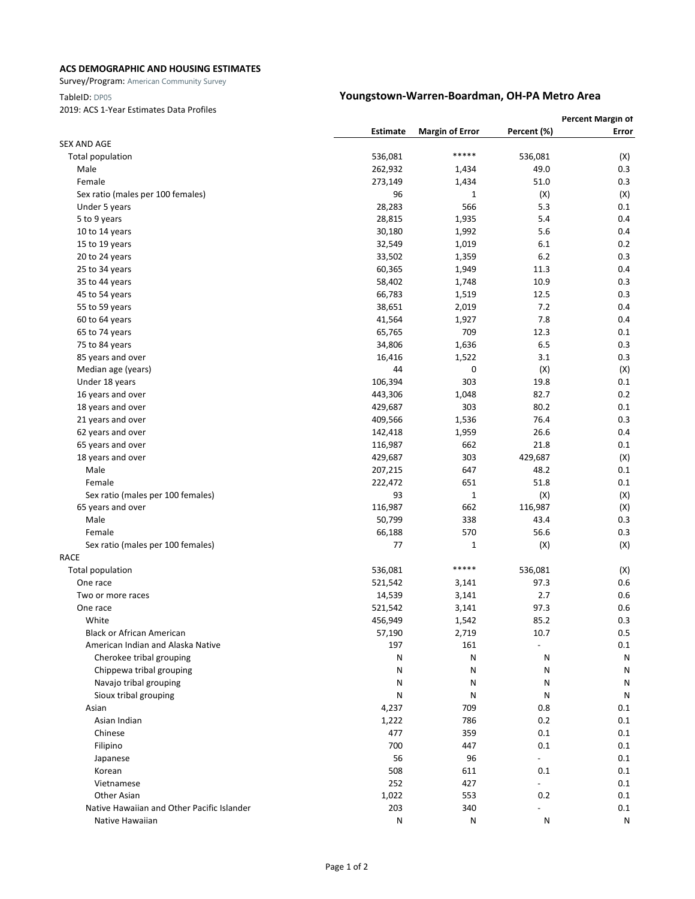**ACS DEMOGRAPHIC AND HOUSING ESTIMATES**

Survey/Program: American Community Survey

TableID: DP05

2019: ACS 1-Year Estimates Data Profiles

## Youngstown-Warren-Boardman, OH-PA Metro Area

| | Estimate | Margin of Error | Percent (%) | Percent Margin of Error |
|---|---|---|---|---|
| SEX AND AGE | | | | |
| Total population | 536,081 | ***** | 536,081 | (X) |
| Male | 262,932 | 1,434 | 49.0 | 0.3 |
| Female | 273,149 | 1,434 | 51.0 | 0.3 |
| Sex ratio (males per 100 females) | 96 | 1 | (X) | (X) |
| Under 5 years | 28,283 | 566 | 5.3 | 0.1 |
| 5 to 9 years | 28,815 | 1,935 | 5.4 | 0.4 |
| 10 to 14 years | 30,180 | 1,992 | 5.6 | 0.4 |
| 15 to 19 years | 32,549 | 1,019 | 6.1 | 0.2 |
| 20 to 24 years | 33,502 | 1,359 | 6.2 | 0.3 |
| 25 to 34 years | 60,365 | 1,949 | 11.3 | 0.4 |
| 35 to 44 years | 58,402 | 1,748 | 10.9 | 0.3 |
| 45 to 54 years | 66,783 | 1,519 | 12.5 | 0.3 |
| 55 to 59 years | 38,651 | 2,019 | 7.2 | 0.4 |
| 60 to 64 years | 41,564 | 1,927 | 7.8 | 0.4 |
| 65 to 74 years | 65,765 | 709 | 12.3 | 0.1 |
| 75 to 84 years | 34,806 | 1,636 | 6.5 | 0.3 |
| 85 years and over | 16,416 | 1,522 | 3.1 | 0.3 |
| Median age (years) | 44 | 0 | (X) | (X) |
| Under 18 years | 106,394 | 303 | 19.8 | 0.1 |
| 16 years and over | 443,306 | 1,048 | 82.7 | 0.2 |
| 18 years and over | 429,687 | 303 | 80.2 | 0.1 |
| 21 years and over | 409,566 | 1,536 | 76.4 | 0.3 |
| 62 years and over | 142,418 | 1,959 | 26.6 | 0.4 |
| 65 years and over | 116,987 | 662 | 21.8 | 0.1 |
| 18 years and over | 429,687 | 303 | 429,687 | (X) |
| Male | 207,215 | 647 | 48.2 | 0.1 |
| Female | 222,472 | 651 | 51.8 | 0.1 |
| Sex ratio (males per 100 females) | 93 | 1 | (X) | (X) |
| 65 years and over | 116,987 | 662 | 116,987 | (X) |
| Male | 50,799 | 338 | 43.4 | 0.3 |
| Female | 66,188 | 570 | 56.6 | 0.3 |
| Sex ratio (males per 100 females) | 77 | 1 | (X) | (X) |
| RACE | | | | |
| Total population | 536,081 | ***** | 536,081 | (X) |
| One race | 521,542 | 3,141 | 97.3 | 0.6 |
| Two or more races | 14,539 | 3,141 | 2.7 | 0.6 |
| One race | 521,542 | 3,141 | 97.3 | 0.6 |
| White | 456,949 | 1,542 | 85.2 | 0.3 |
| Black or African American | 57,190 | 2,719 | 10.7 | 0.5 |
| American Indian and Alaska Native | 197 | 161 | - | 0.1 |
| Cherokee tribal grouping | N | N | N | N |
| Chippewa tribal grouping | N | N | N | N |
| Navajo tribal grouping | N | N | N | N |
| Sioux tribal grouping | N | N | N | N |
| Asian | 4,237 | 709 | 0.8 | 0.1 |
| Asian Indian | 1,222 | 786 | 0.2 | 0.1 |
| Chinese | 477 | 359 | 0.1 | 0.1 |
| Filipino | 700 | 447 | 0.1 | 0.1 |
| Japanese | 56 | 96 | - | 0.1 |
| Korean | 508 | 611 | 0.1 | 0.1 |
| Vietnamese | 252 | 427 | - | 0.1 |
| Other Asian | 1,022 | 553 | 0.2 | 0.1 |
| Native Hawaiian and Other Pacific Islander | 203 | 340 | - | 0.1 |
| Native Hawaiian | N | N | N | N |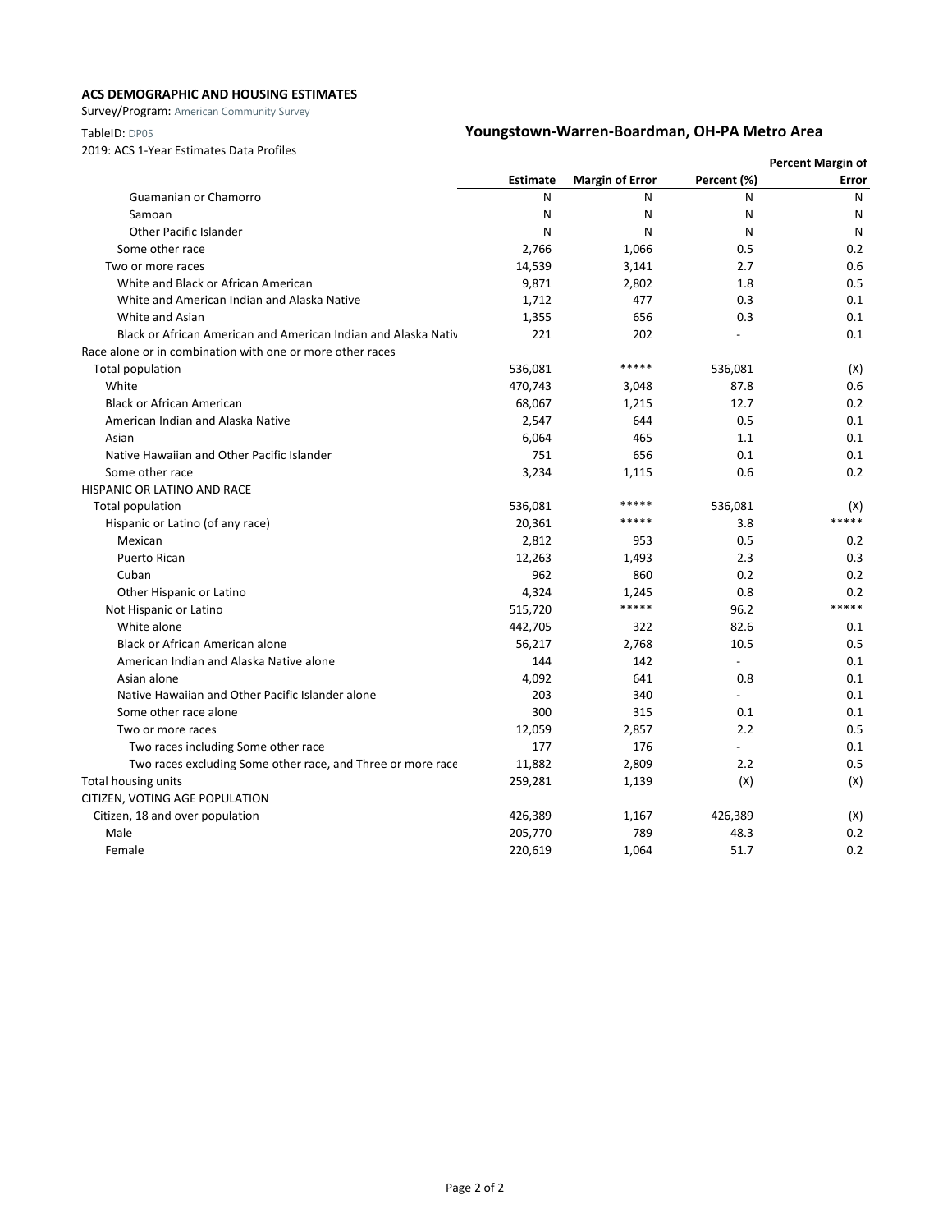**ACS DEMOGRAPHIC AND HOUSING ESTIMATES**

Survey/Program: American Community Survey

TableID: DP05

2019: ACS 1-Year Estimates Data Profiles

## Youngstown-Warren-Boardman, OH-PA Metro Area

| | Estimate | Margin of Error | Percent (%) | Percent Margin of Error |
|---|---|---|---|---|
| Guamanian or Chamorro | N | N | N | N |
| Samoan | N | N | N | N |
| Other Pacific Islander | N | N | N | N |
| Some other race | 2,766 | 1,066 | 0.5 | 0.2 |
| Two or more races | 14,539 | 3,141 | 2.7 | 0.6 |
| White and Black or African American | 9,871 | 2,802 | 1.8 | 0.5 |
| White and American Indian and Alaska Native | 1,712 | 477 | 0.3 | 0.1 |
| White and Asian | 1,355 | 656 | 0.3 | 0.1 |
| Black or African American and American Indian and Alaska Nativ | 221 | 202 | - | 0.1 |
| Race alone or in combination with one or more other races | | | | |
| Total population | 536,081 | ***** | 536,081 | (X) |
| White | 470,743 | 3,048 | 87.8 | 0.6 |
| Black or African American | 68,067 | 1,215 | 12.7 | 0.2 |
| American Indian and Alaska Native | 2,547 | 644 | 0.5 | 0.1 |
| Asian | 6,064 | 465 | 1.1 | 0.1 |
| Native Hawaiian and Other Pacific Islander | 751 | 656 | 0.1 | 0.1 |
| Some other race | 3,234 | 1,115 | 0.6 | 0.2 |
| HISPANIC OR LATINO AND RACE | | | | |
| Total population | 536,081 | ***** | 536,081 | (X) |
| Hispanic or Latino (of any race) | 20,361 | ***** | 3.8 | ***** |
| Mexican | 2,812 | 953 | 0.5 | 0.2 |
| Puerto Rican | 12,263 | 1,493 | 2.3 | 0.3 |
| Cuban | 962 | 860 | 0.2 | 0.2 |
| Other Hispanic or Latino | 4,324 | 1,245 | 0.8 | 0.2 |
| Not Hispanic or Latino | 515,720 | ***** | 96.2 | ***** |
| White alone | 442,705 | 322 | 82.6 | 0.1 |
| Black or African American alone | 56,217 | 2,768 | 10.5 | 0.5 |
| American Indian and Alaska Native alone | 144 | 142 | - | 0.1 |
| Asian alone | 4,092 | 641 | 0.8 | 0.1 |
| Native Hawaiian and Other Pacific Islander alone | 203 | 340 | - | 0.1 |
| Some other race alone | 300 | 315 | 0.1 | 0.1 |
| Two or more races | 12,059 | 2,857 | 2.2 | 0.5 |
| Two races including Some other race | 177 | 176 | - | 0.1 |
| Two races excluding Some other race, and Three or more race | 11,882 | 2,809 | 2.2 | 0.5 |
| Total housing units | 259,281 | 1,139 | (X) | (X) |
| CITIZEN, VOTING AGE POPULATION | | | | |
| Citizen, 18 and over population | 426,389 | 1,167 | 426,389 | (X) |
| Male | 205,770 | 789 | 48.3 | 0.2 |
| Female | 220,619 | 1,064 | 51.7 | 0.2 |